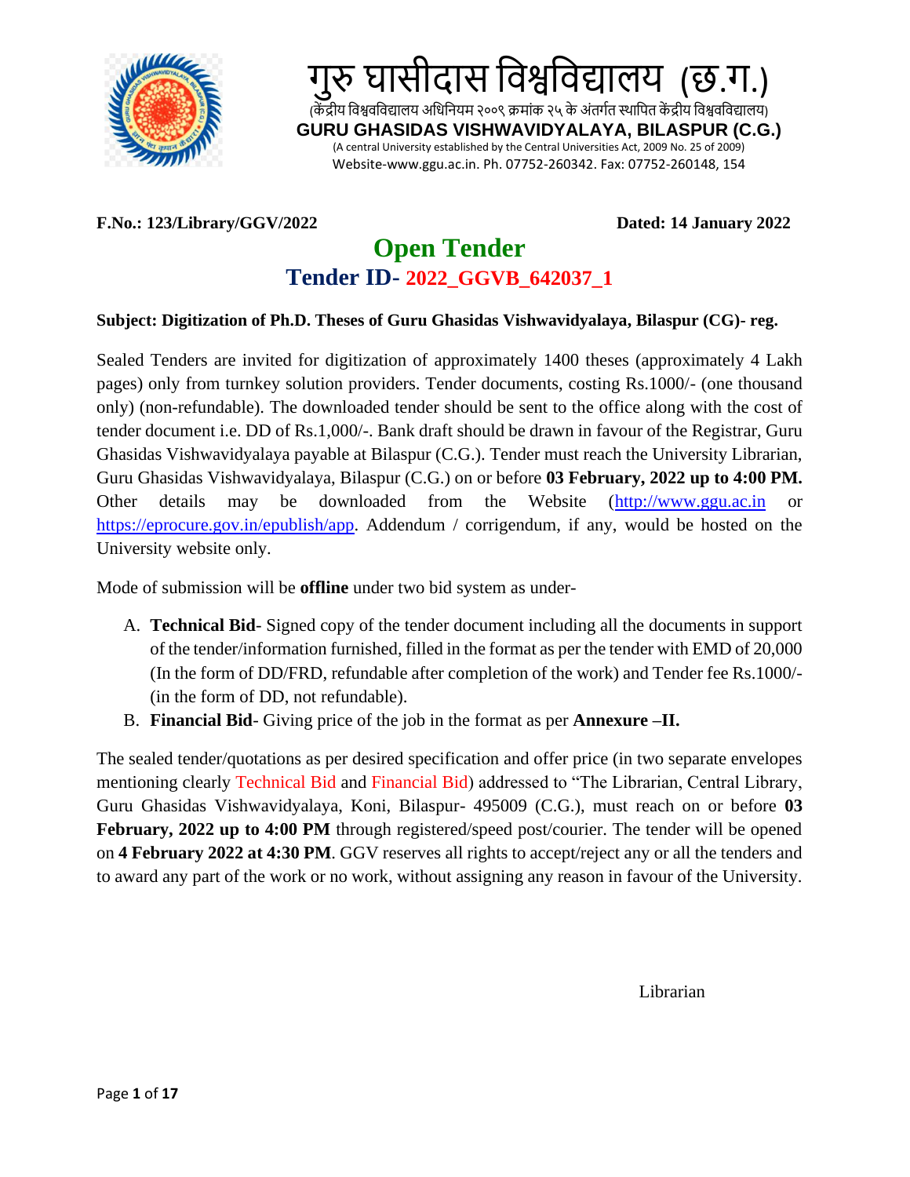# गुरु घासीदास विश्वविद्यालय (छ.ग.)

(केंद्रीय विश्वविद्यालय अधिनियम २००९ क्रमांक २५ के अंतर्गत स्थापित केंद्रीय विश्वविद्यालय)

**GURU GHASIDAS VISHWAVIDYALAYA, BILASPUR (C.G.)**

(A central University established by the Central Universities Act, 2009 No. 25 of 2009)

Website-www.ggu.ac.in. Ph. 07752-260342. Fax: 07752-260148, 154

**F.No.: 123/Library/GGV/2022** **Dated: 14 January 2022**

## Open Tender

## Tender ID- 2022_GGVB_642037_1

**Subject: Digitization of Ph.D. Theses of Guru Ghasidas Vishwavidyalaya, Bilaspur (CG)- reg.**

Sealed Tenders are invited for digitization of approximately 1400 theses (approximately 4 Lakh pages) only from turnkey solution providers. Tender documents, costing Rs.1000/- (one thousand only) (non-refundable). The downloaded tender should be sent to the office along with the cost of tender document i.e. DD of Rs.1,000/-. Bank draft should be drawn in favour of the Registrar, Guru Ghasidas Vishwavidyalaya payable at Bilaspur (C.G.). Tender must reach the University Librarian, Guru Ghasidas Vishwavidyalaya, Bilaspur (C.G.) on or before **03 February, 2022 up to 4:00 PM.** Other details may be downloaded from the Website (http://www.ggu.ac.in or https://eprocure.gov.in/epublish/app. Addendum / corrigendum, if any, would be hosted on the University website only.

Mode of submission will be **offline** under two bid system as under-

A. **Technical Bid**- Signed copy of the tender document including all the documents in support of the tender/information furnished, filled in the format as per the tender with EMD of 20,000 (In the form of DD/FRD, refundable after completion of the work) and Tender fee Rs.1000/- (in the form of DD, not refundable).
B. **Financial Bid**- Giving price of the job in the format as per **Annexure –II.**

The sealed tender/quotations as per desired specification and offer price (in two separate envelopes mentioning clearly Technical Bid and Financial Bid) addressed to "The Librarian, Central Library, Guru Ghasidas Vishwavidyalaya, Koni, Bilaspur- 495009 (C.G.), must reach on or before **03 February, 2022 up to 4:00 PM** through registered/speed post/courier. The tender will be opened on **4 February 2022 at 4:30 PM**. GGV reserves all rights to accept/reject any or all the tenders and to award any part of the work or no work, without assigning any reason in favour of the University.

Librarian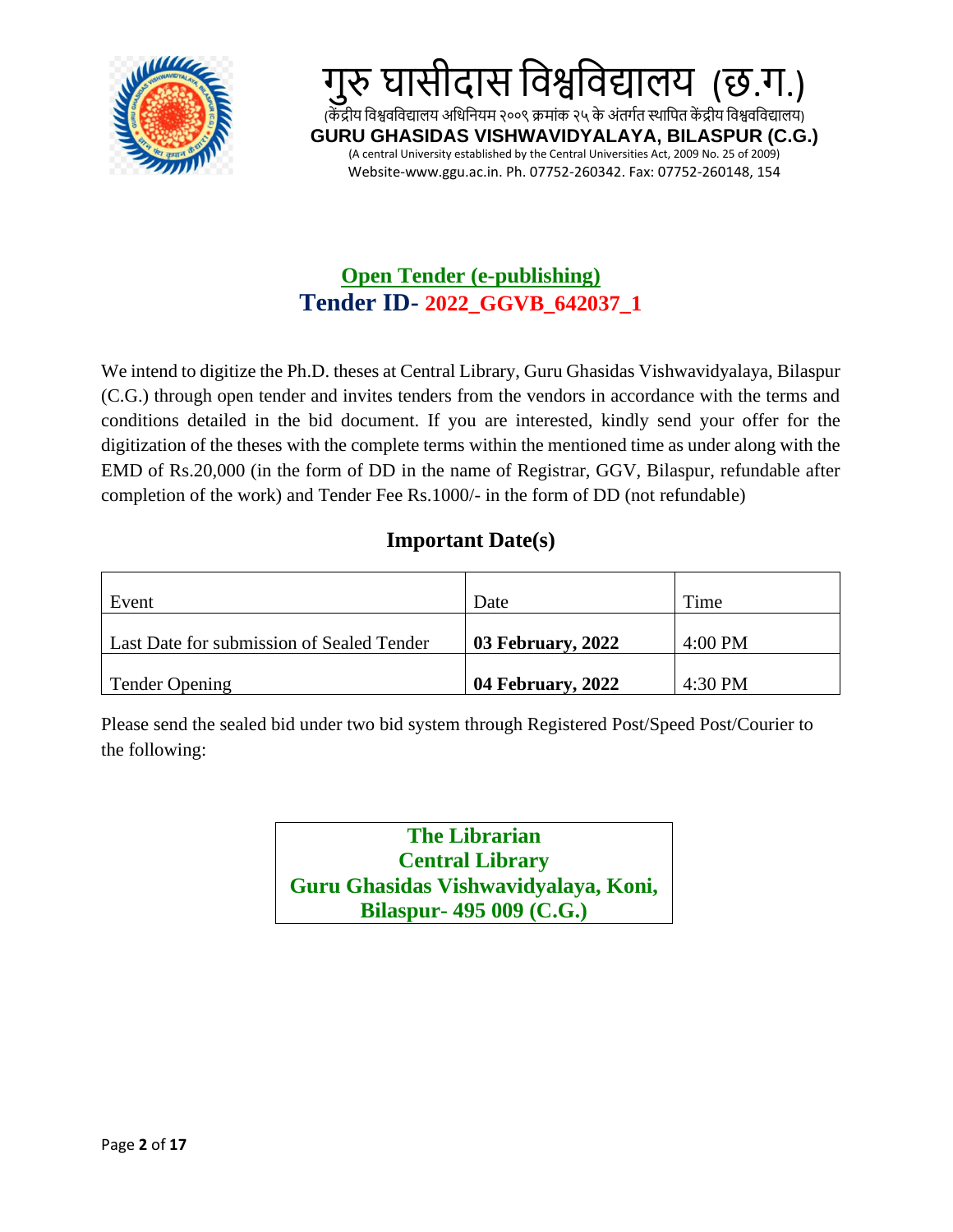# गुरु घासीदास विश्वविद्यालय (छ.ग.)

(केंद्रीय विश्वविद्यालय अधिनियम २००९ क्रमांक २५ के अंतर्गत स्थापित केंद्रीय विश्वविद्यालय)

**GURU GHASIDAS VISHWAVIDYALAYA, BILASPUR (C.G.)**

(A central University established by the Central Universities Act, 2009 No. 25 of 2009)

Website-www.ggu.ac.in. Ph. 07752-260342. Fax: 07752-260148, 154

## Open Tender (e-publishing)

## Tender ID- 2022_GGVB_642037_1

We intend to digitize the Ph.D. theses at Central Library, Guru Ghasidas Vishwavidyalaya, Bilaspur (C.G.) through open tender and invites tenders from the vendors in accordance with the terms and conditions detailed in the bid document. If you are interested, kindly send your offer for the digitization of the theses with the complete terms within the mentioned time as under along with the EMD of Rs.20,000 (in the form of DD in the name of Registrar, GGV, Bilaspur, refundable after completion of the work) and Tender Fee Rs.1000/- in the form of DD (not refundable)

### Important Date(s)

| Event | Date | Time |
|---|---|---|
| Last Date for submission of Sealed Tender | **03 February, 2022** | 4:00 PM |
| Tender Opening | **04 February, 2022** | 4:30 PM |

Please send the sealed bid under two bid system through Registered Post/Speed Post/Courier to the following:

**The Librarian**
**Central Library**
**Guru Ghasidas Vishwavidyalaya, Koni,**
**Bilaspur- 495 009 (C.G.)**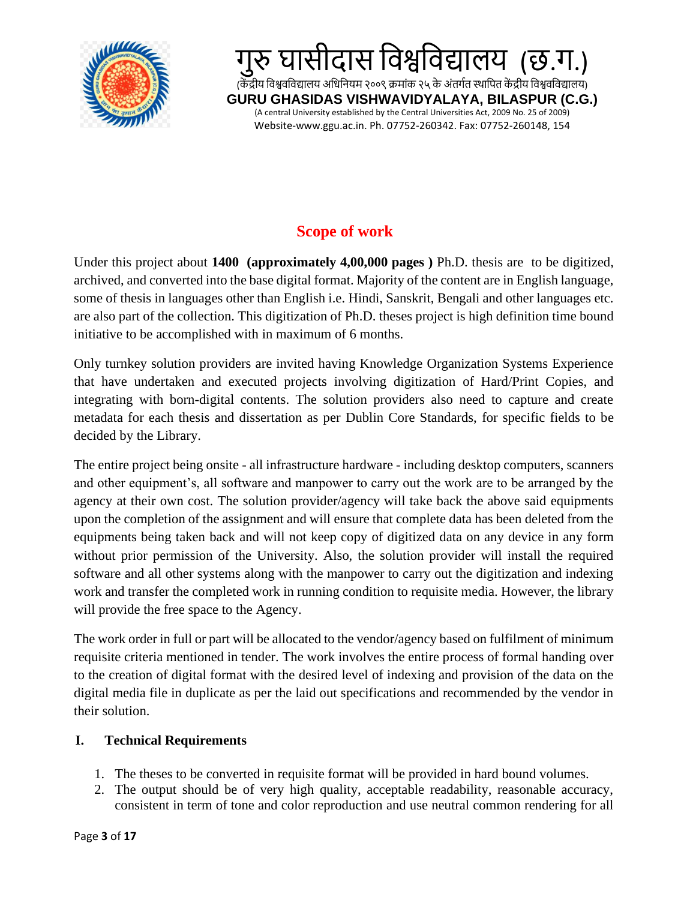# Scope of work

Under this project about **1400 (approximately 4,00,000 pages )** Ph.D. thesis are to be digitized, archived, and converted into the base digital format. Majority of the content are in English language, some of thesis in languages other than English i.e. Hindi, Sanskrit, Bengali and other languages etc. are also part of the collection. This digitization of Ph.D. theses project is high definition time bound initiative to be accomplished with in maximum of 6 months.

Only turnkey solution providers are invited having Knowledge Organization Systems Experience that have undertaken and executed projects involving digitization of Hard/Print Copies, and integrating with born-digital contents. The solution providers also need to capture and create metadata for each thesis and dissertation as per Dublin Core Standards, for specific fields to be decided by the Library.

The entire project being onsite - all infrastructure hardware - including desktop computers, scanners and other equipment's, all software and manpower to carry out the work are to be arranged by the agency at their own cost. The solution provider/agency will take back the above said equipments upon the completion of the assignment and will ensure that complete data has been deleted from the equipments being taken back and will not keep copy of digitized data on any device in any form without prior permission of the University. Also, the solution provider will install the required software and all other systems along with the manpower to carry out the digitization and indexing work and transfer the completed work in running condition to requisite media. However, the library will provide the free space to the Agency.

The work order in full or part will be allocated to the vendor/agency based on fulfilment of minimum requisite criteria mentioned in tender. The work involves the entire process of formal handing over to the creation of digital format with the desired level of indexing and provision of the data on the digital media file in duplicate as per the laid out specifications and recommended by the vendor in their solution.

## I. Technical Requirements

1. The theses to be converted in requisite format will be provided in hard bound volumes.
2. The output should be of very high quality, acceptable readability, reasonable accuracy, consistent in term of tone and color reproduction and use neutral common rendering for all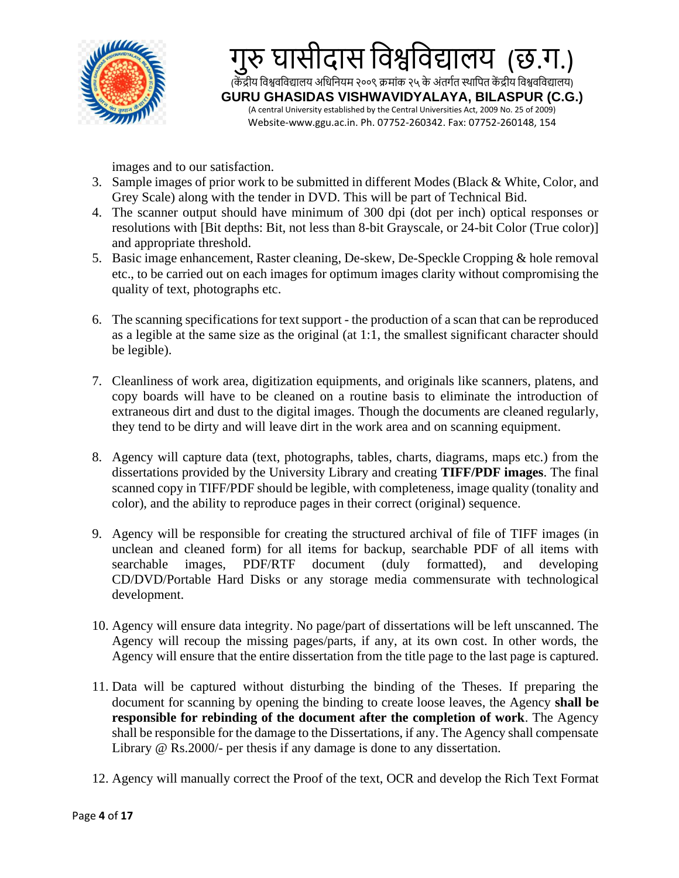images and to our satisfaction.

3. Sample images of prior work to be submitted in different Modes (Black & White, Color, and Grey Scale) along with the tender in DVD. This will be part of Technical Bid.
4. The scanner output should have minimum of 300 dpi (dot per inch) optical responses or resolutions with [Bit depths: Bit, not less than 8-bit Grayscale, or 24-bit Color (True color)] and appropriate threshold.
5. Basic image enhancement, Raster cleaning, De-skew, De-Speckle Cropping & hole removal etc., to be carried out on each images for optimum images clarity without compromising the quality of text, photographs etc.
6. The scanning specifications for text support - the production of a scan that can be reproduced as a legible at the same size as the original (at 1:1, the smallest significant character should be legible).
7. Cleanliness of work area, digitization equipments, and originals like scanners, platens, and copy boards will have to be cleaned on a routine basis to eliminate the introduction of extraneous dirt and dust to the digital images. Though the documents are cleaned regularly, they tend to be dirty and will leave dirt in the work area and on scanning equipment.
8. Agency will capture data (text, photographs, tables, charts, diagrams, maps etc.) from the dissertations provided by the University Library and creating **TIFF/PDF images**. The final scanned copy in TIFF/PDF should be legible, with completeness, image quality (tonality and color), and the ability to reproduce pages in their correct (original) sequence.
9. Agency will be responsible for creating the structured archival of file of TIFF images (in unclean and cleaned form) for all items for backup, searchable PDF of all items with searchable images, PDF/RTF document (duly formatted), and developing CD/DVD/Portable Hard Disks or any storage media commensurate with technological development.
10. Agency will ensure data integrity. No page/part of dissertations will be left unscanned. The Agency will recoup the missing pages/parts, if any, at its own cost. In other words, the Agency will ensure that the entire dissertation from the title page to the last page is captured.
11. Data will be captured without disturbing the binding of the Theses. If preparing the document for scanning by opening the binding to create loose leaves, the Agency **shall be responsible for rebinding of the document after the completion of work**. The Agency shall be responsible for the damage to the Dissertations, if any. The Agency shall compensate Library @ Rs.2000/- per thesis if any damage is done to any dissertation.
12. Agency will manually correct the Proof of the text, OCR and develop the Rich Text Format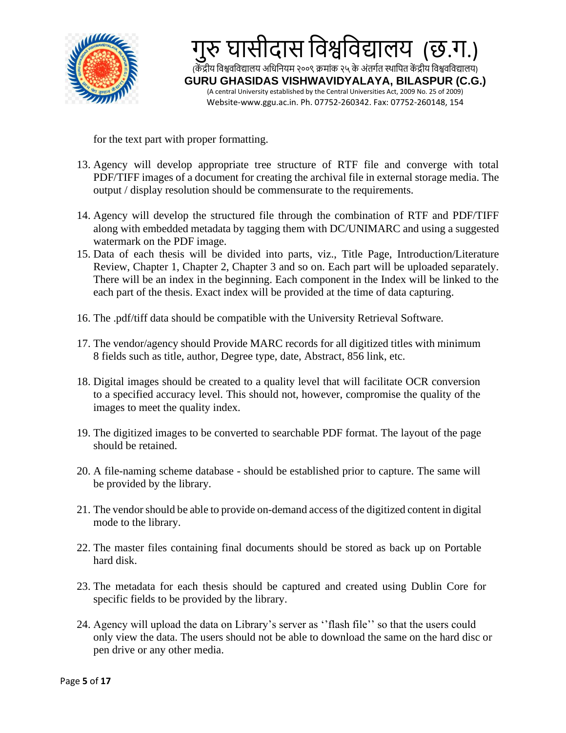for the text part with proper formatting.

13. Agency will develop appropriate tree structure of RTF file and converge with total PDF/TIFF images of a document for creating the archival file in external storage media. The output / display resolution should be commensurate to the requirements.

14. Agency will develop the structured file through the combination of RTF and PDF/TIFF along with embedded metadata by tagging them with DC/UNIMARC and using a suggested watermark on the PDF image.
15. Data of each thesis will be divided into parts, viz., Title Page, Introduction/Literature Review, Chapter 1, Chapter 2, Chapter 3 and so on. Each part will be uploaded separately. There will be an index in the beginning. Each component in the Index will be linked to the each part of the thesis. Exact index will be provided at the time of data capturing.

16. The .pdf/tiff data should be compatible with the University Retrieval Software.

17. The vendor/agency should Provide MARC records for all digitized titles with minimum 8 fields such as title, author, Degree type, date, Abstract, 856 link, etc.

18. Digital images should be created to a quality level that will facilitate OCR conversion to a specified accuracy level. This should not, however, compromise the quality of the images to meet the quality index.

19. The digitized images to be converted to searchable PDF format. The layout of the page should be retained.

20. A file-naming scheme database - should be established prior to capture. The same will be provided by the library.

21. The vendor should be able to provide on-demand access of the digitized content in digital mode to the library.

22. The master files containing final documents should be stored as back up on Portable hard disk.

23. The metadata for each thesis should be captured and created using Dublin Core for specific fields to be provided by the library.

24. Agency will upload the data on Library's server as ''flash file'' so that the users could only view the data. The users should not be able to download the same on the hard disc or pen drive or any other media.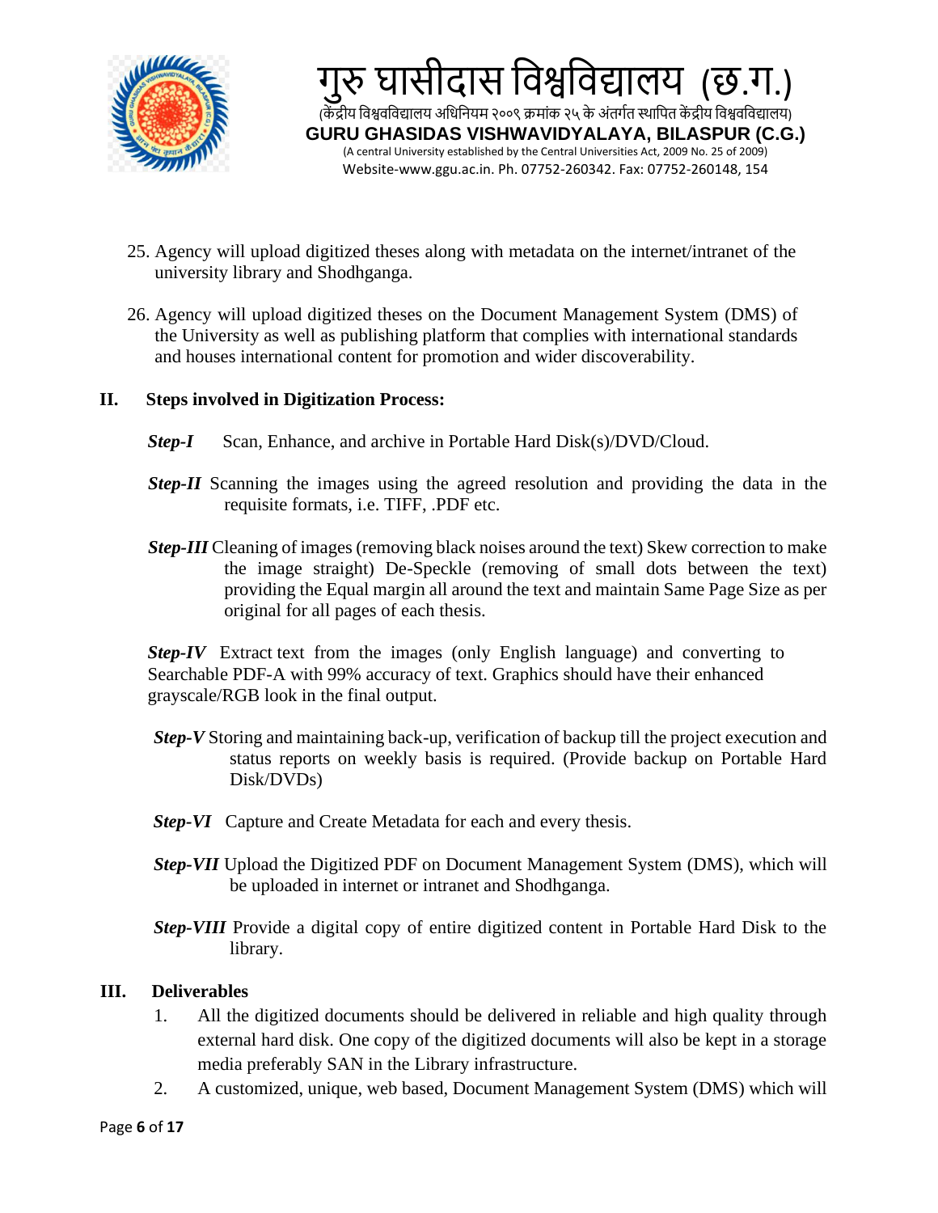25. Agency will upload digitized theses along with metadata on the internet/intranet of the university library and Shodhganga.

26. Agency will upload digitized theses on the Document Management System (DMS) of the University as well as publishing platform that complies with international standards and houses international content for promotion and wider discoverability.

## II. Steps involved in Digitization Process:

***Step-I*** Scan, Enhance, and archive in Portable Hard Disk(s)/DVD/Cloud.

***Step-II*** Scanning the images using the agreed resolution and providing the data in the requisite formats, i.e. TIFF, .PDF etc.

***Step-III*** Cleaning of images (removing black noises around the text) Skew correction to make the image straight) De-Speckle (removing of small dots between the text) providing the Equal margin all around the text and maintain Same Page Size as per original for all pages of each thesis.

***Step-IV*** Extract text from the images (only English language) and converting to Searchable PDF-A with 99% accuracy of text. Graphics should have their enhanced grayscale/RGB look in the final output.

***Step-V*** Storing and maintaining back-up, verification of backup till the project execution and status reports on weekly basis is required. (Provide backup on Portable Hard Disk/DVDs)

***Step-VI*** Capture and Create Metadata for each and every thesis.

***Step-VII*** Upload the Digitized PDF on Document Management System (DMS), which will be uploaded in internet or intranet and Shodhganga.

***Step-VIII*** Provide a digital copy of entire digitized content in Portable Hard Disk to the library.

## III. Deliverables

1. All the digitized documents should be delivered in reliable and high quality through external hard disk. One copy of the digitized documents will also be kept in a storage media preferably SAN in the Library infrastructure.
2. A customized, unique, web based, Document Management System (DMS) which will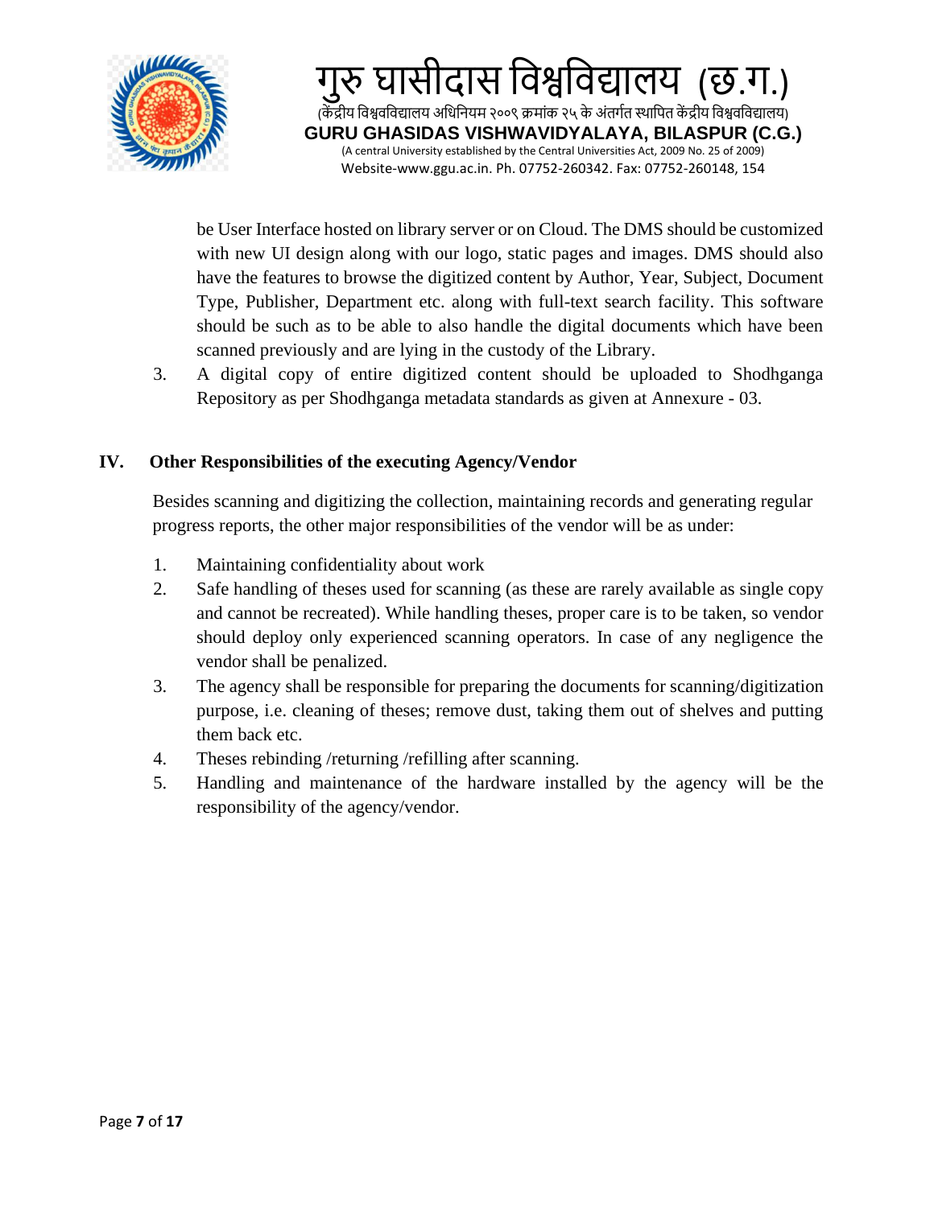be User Interface hosted on library server or on Cloud. The DMS should be customized with new UI design along with our logo, static pages and images. DMS should also have the features to browse the digitized content by Author, Year, Subject, Document Type, Publisher, Department etc. along with full-text search facility. This software should be such as to be able to also handle the digital documents which have been scanned previously and are lying in the custody of the Library.

3. A digital copy of entire digitized content should be uploaded to Shodhganga Repository as per Shodhganga metadata standards as given at Annexure - 03.

## IV. Other Responsibilities of the executing Agency/Vendor

Besides scanning and digitizing the collection, maintaining records and generating regular progress reports, the other major responsibilities of the vendor will be as under:

1. Maintaining confidentiality about work
2. Safe handling of theses used for scanning (as these are rarely available as single copy and cannot be recreated). While handling theses, proper care is to be taken, so vendor should deploy only experienced scanning operators. In case of any negligence the vendor shall be penalized.
3. The agency shall be responsible for preparing the documents for scanning/digitization purpose, i.e. cleaning of theses; remove dust, taking them out of shelves and putting them back etc.
4. Theses rebinding /returning /refilling after scanning.
5. Handling and maintenance of the hardware installed by the agency will be the responsibility of the agency/vendor.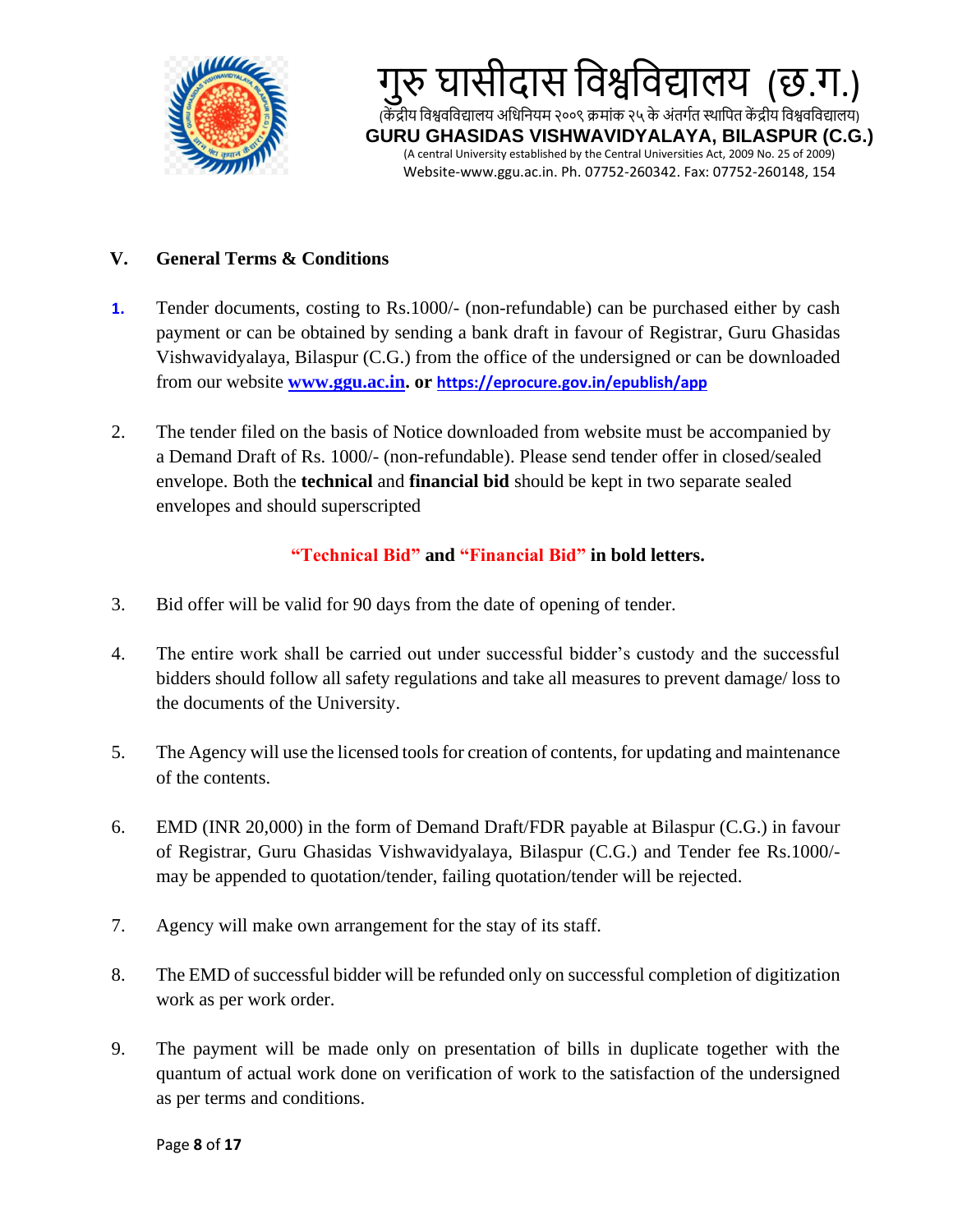### V. General Terms & Conditions

1. Tender documents, costing to Rs.1000/- (non-refundable) can be purchased either by cash payment or can be obtained by sending a bank draft in favour of Registrar, Guru Ghasidas Vishwavidyalaya, Bilaspur (C.G.) from the office of the undersigned or can be downloaded from our website **www.ggu.ac.in. or https://eprocure.gov.in/epublish/app**

2. The tender filed on the basis of Notice downloaded from website must be accompanied by a Demand Draft of Rs. 1000/- (non-refundable). Please send tender offer in closed/sealed envelope. Both the **technical** and **financial bid** should be kept in two separate sealed envelopes and should superscripted

   **"Technical Bid" and "Financial Bid" in bold letters.**

3. Bid offer will be valid for 90 days from the date of opening of tender.

4. The entire work shall be carried out under successful bidder's custody and the successful bidders should follow all safety regulations and take all measures to prevent damage/ loss to the documents of the University.

5. The Agency will use the licensed tools for creation of contents, for updating and maintenance of the contents.

6. EMD (INR 20,000) in the form of Demand Draft/FDR payable at Bilaspur (C.G.) in favour of Registrar, Guru Ghasidas Vishwavidyalaya, Bilaspur (C.G.) and Tender fee Rs.1000/- may be appended to quotation/tender, failing quotation/tender will be rejected.

7. Agency will make own arrangement for the stay of its staff.

8. The EMD of successful bidder will be refunded only on successful completion of digitization work as per work order.

9. The payment will be made only on presentation of bills in duplicate together with the quantum of actual work done on verification of work to the satisfaction of the undersigned as per terms and conditions.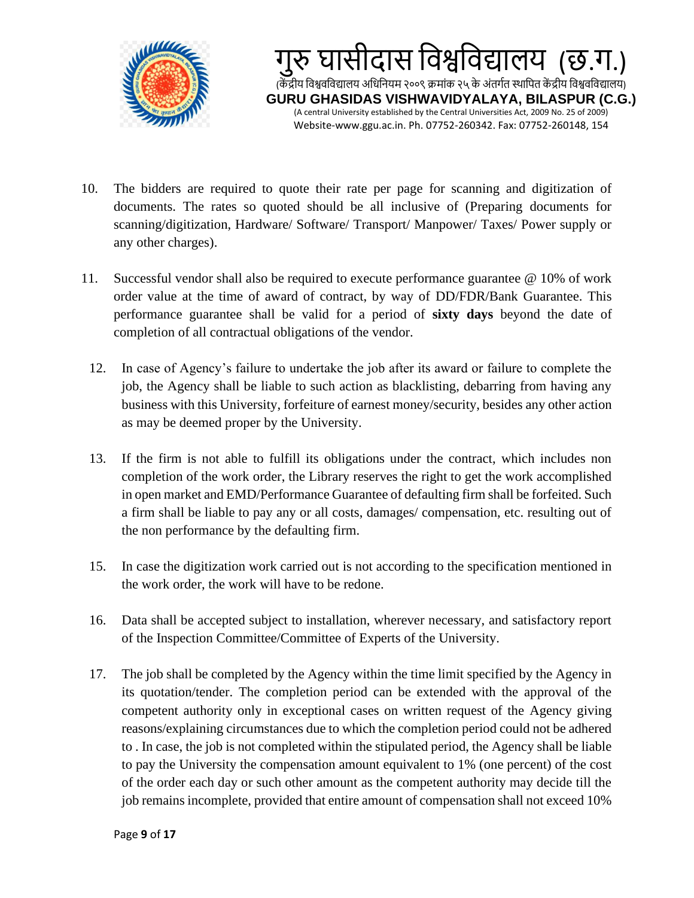10. The bidders are required to quote their rate per page for scanning and digitization of documents. The rates so quoted should be all inclusive of (Preparing documents for scanning/digitization, Hardware/ Software/ Transport/ Manpower/ Taxes/ Power supply or any other charges).

11. Successful vendor shall also be required to execute performance guarantee @ 10% of work order value at the time of award of contract, by way of DD/FDR/Bank Guarantee. This performance guarantee shall be valid for a period of **sixty days** beyond the date of completion of all contractual obligations of the vendor.

12. In case of Agency's failure to undertake the job after its award or failure to complete the job, the Agency shall be liable to such action as blacklisting, debarring from having any business with this University, forfeiture of earnest money/security, besides any other action as may be deemed proper by the University.

13. If the firm is not able to fulfill its obligations under the contract, which includes non completion of the work order, the Library reserves the right to get the work accomplished in open market and EMD/Performance Guarantee of defaulting firm shall be forfeited. Such a firm shall be liable to pay any or all costs, damages/ compensation, etc. resulting out of the non performance by the defaulting firm.

15. In case the digitization work carried out is not according to the specification mentioned in the work order, the work will have to be redone.

16. Data shall be accepted subject to installation, wherever necessary, and satisfactory report of the Inspection Committee/Committee of Experts of the University.

17. The job shall be completed by the Agency within the time limit specified by the Agency in its quotation/tender. The completion period can be extended with the approval of the competent authority only in exceptional cases on written request of the Agency giving reasons/explaining circumstances due to which the completion period could not be adhered to . In case, the job is not completed within the stipulated period, the Agency shall be liable to pay the University the compensation amount equivalent to 1% (one percent) of the cost of the order each day or such other amount as the competent authority may decide till the job remains incomplete, provided that entire amount of compensation shall not exceed 10%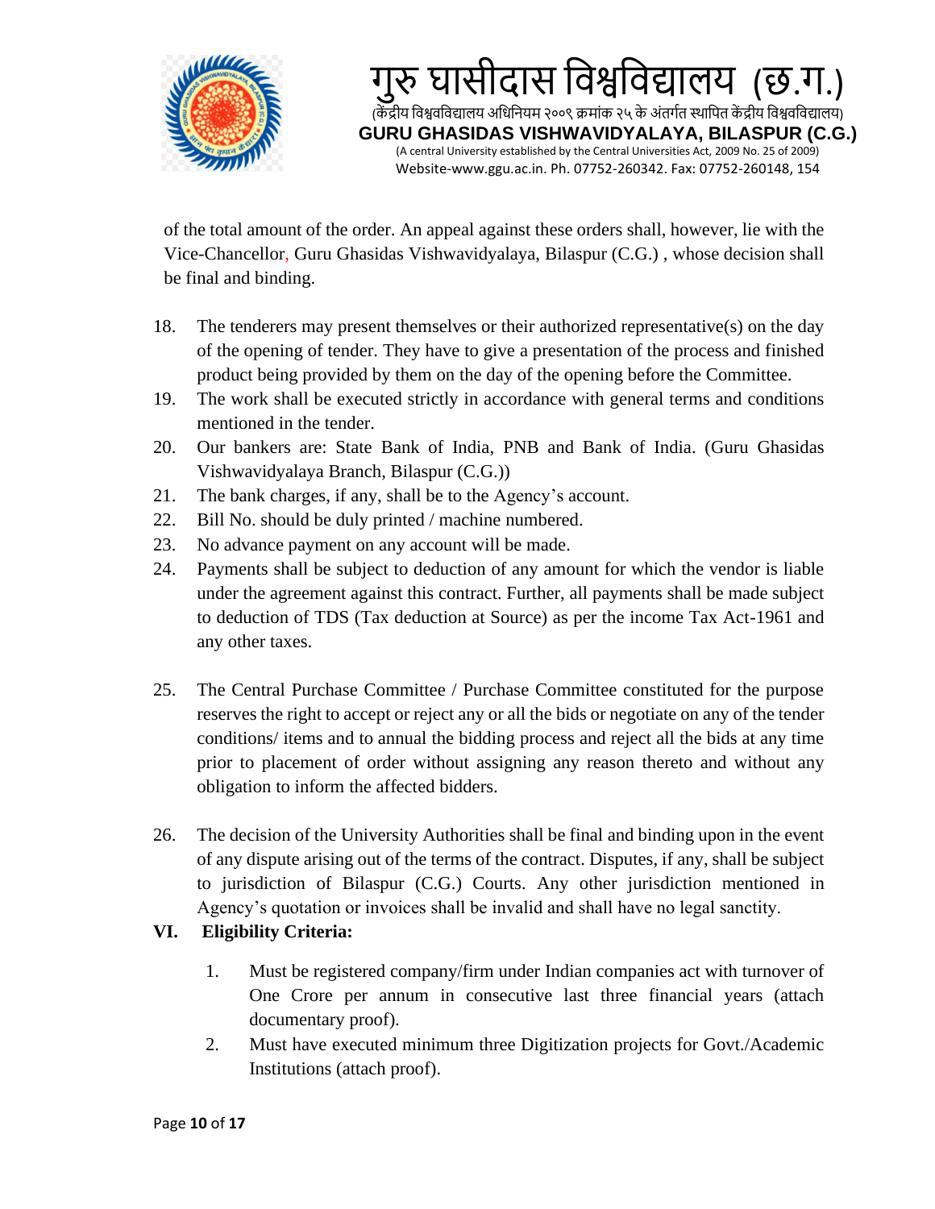of the total amount of the order. An appeal against these orders shall, however, lie with the Vice-Chancellor, Guru Ghasidas Vishwavidyalaya, Bilaspur (C.G.) , whose decision shall be final and binding.

18. The tenderers may present themselves or their authorized representative(s) on the day of the opening of tender. They have to give a presentation of the process and finished product being provided by them on the day of the opening before the Committee.
19. The work shall be executed strictly in accordance with general terms and conditions mentioned in the tender.
20. Our bankers are: State Bank of India, PNB and Bank of India. (Guru Ghasidas Vishwavidyalaya Branch, Bilaspur (C.G.))
21. The bank charges, if any, shall be to the Agency's account.
22. Bill No. should be duly printed / machine numbered.
23. No advance payment on any account will be made.
24. Payments shall be subject to deduction of any amount for which the vendor is liable under the agreement against this contract. Further, all payments shall be made subject to deduction of TDS (Tax deduction at Source) as per the income Tax Act-1961 and any other taxes.
25. The Central Purchase Committee / Purchase Committee constituted for the purpose reserves the right to accept or reject any or all the bids or negotiate on any of the tender conditions/ items and to annual the bidding process and reject all the bids at any time prior to placement of order without assigning any reason thereto and without any obligation to inform the affected bidders.
26. The decision of the University Authorities shall be final and binding upon in the event of any dispute arising out of the terms of the contract. Disputes, if any, shall be subject to jurisdiction of Bilaspur (C.G.) Courts. Any other jurisdiction mentioned in Agency's quotation or invoices shall be invalid and shall have no legal sanctity.

## VI. Eligibility Criteria:

1. Must be registered company/firm under Indian companies act with turnover of One Crore per annum in consecutive last three financial years (attach documentary proof).
2. Must have executed minimum three Digitization projects for Govt./Academic Institutions (attach proof).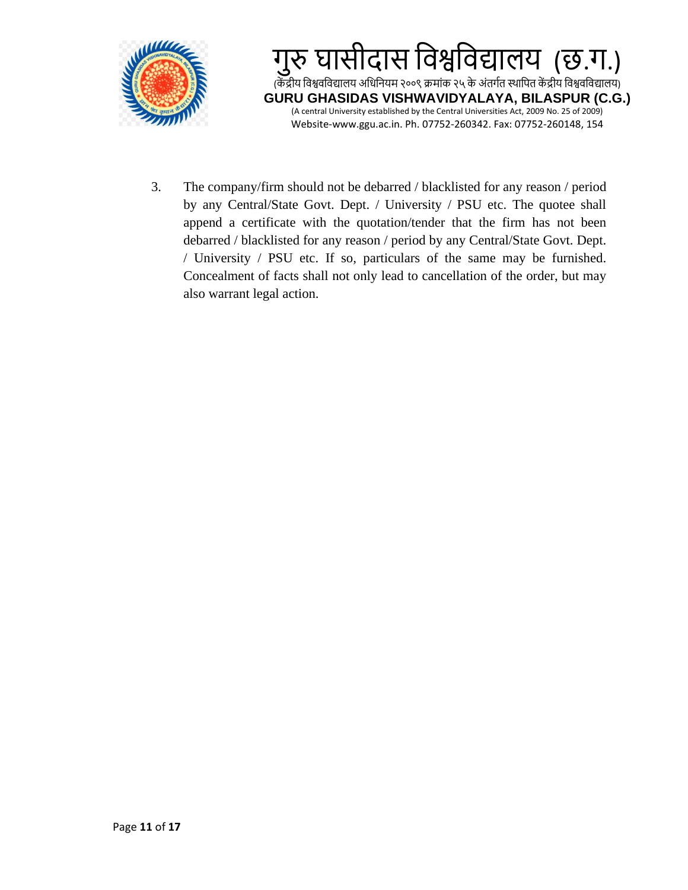3. The company/firm should not be debarred / blacklisted for any reason / period by any Central/State Govt. Dept. / University / PSU etc. The quotee shall append a certificate with the quotation/tender that the firm has not been debarred / blacklisted for any reason / period by any Central/State Govt. Dept. / University / PSU etc. If so, particulars of the same may be furnished. Concealment of facts shall not only lead to cancellation of the order, but may also warrant legal action.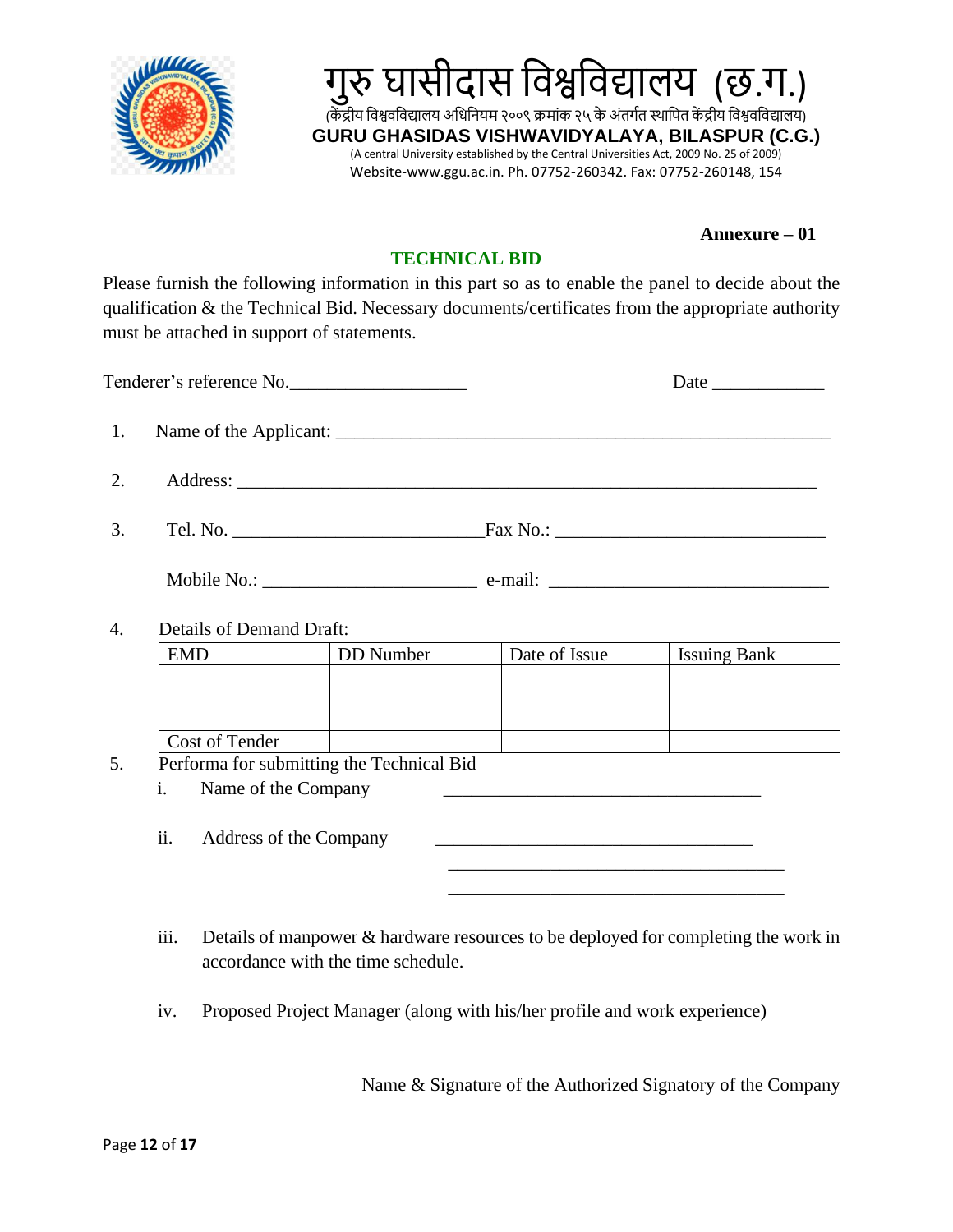गुरु घासीदास विश्वविद्यालय (छ.ग.)

(केंद्रीय विश्वविद्यालय अधिनियम २००९ क्रमांक २५ के अंतर्गत स्थापित केंद्रीय विश्वविद्यालय)

**GURU GHASIDAS VISHWAVIDYALAYA, BILASPUR (C.G.)**

(A central University established by the Central Universities Act, 2009 No. 25 of 2009)

Website-www.ggu.ac.in. Ph. 07752-260342. Fax: 07752-260148, 154

**Annexure – 01**

## TECHNICAL BID

Please furnish the following information in this part so as to enable the panel to decide about the qualification & the Technical Bid. Necessary documents/certificates from the appropriate authority must be attached in support of statements.

Tenderer's reference No.___________________ Date ____________

1. Name of the Applicant: _______________________________________________________

2. Address: _______________________________________________________________

3. Tel. No. ___________________________Fax No.: _____________________________

   Mobile No.: _______________________ e-mail: ______________________________

4. Details of Demand Draft:

| EMD | DD Number | Date of Issue | Issuing Bank |
|---|---|---|---|
| | | | |
| Cost of Tender | | | |

5. Performa for submitting the Technical Bid

   i. Name of the Company ___________________________________

   ii. Address of the Company ___________________________________
   ___________________________________
   ___________________________________

   iii. Details of manpower & hardware resources to be deployed for completing the work in accordance with the time schedule.

   iv. Proposed Project Manager (along with his/her profile and work experience)

Name & Signature of the Authorized Signatory of the Company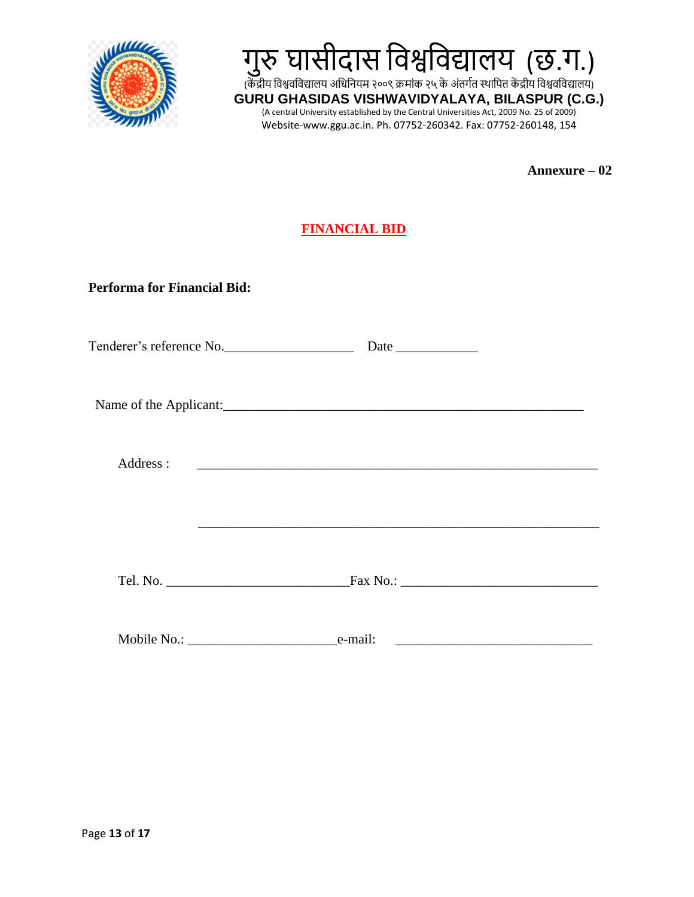# गुरु घासीदास विश्वविद्यालय (छ.ग.)

(केंद्रीय विश्वविद्यालय अधिनियम २००९ क्रमांक २५ के अंतर्गत स्थापित केंद्रीय विश्वविद्यालय)

**GURU GHASIDAS VISHWAVIDYALAYA, BILASPUR (C.G.)**

(A central University established by the Central Universities Act, 2009 No. 25 of 2009)

Website-www.ggu.ac.in. Ph. 07752-260342. Fax: 07752-260148, 154

**Annexure – 02**

## FINANCIAL BID

**Performa for Financial Bid:**

Tenderer's reference No.___________________ Date ____________

Name of the Applicant:______________________________________________________

Address : ___________________________________________________________

___________________________________________________________

Tel. No. ___________________________Fax No.: _____________________________

Mobile No.: ______________________e-mail: _____________________________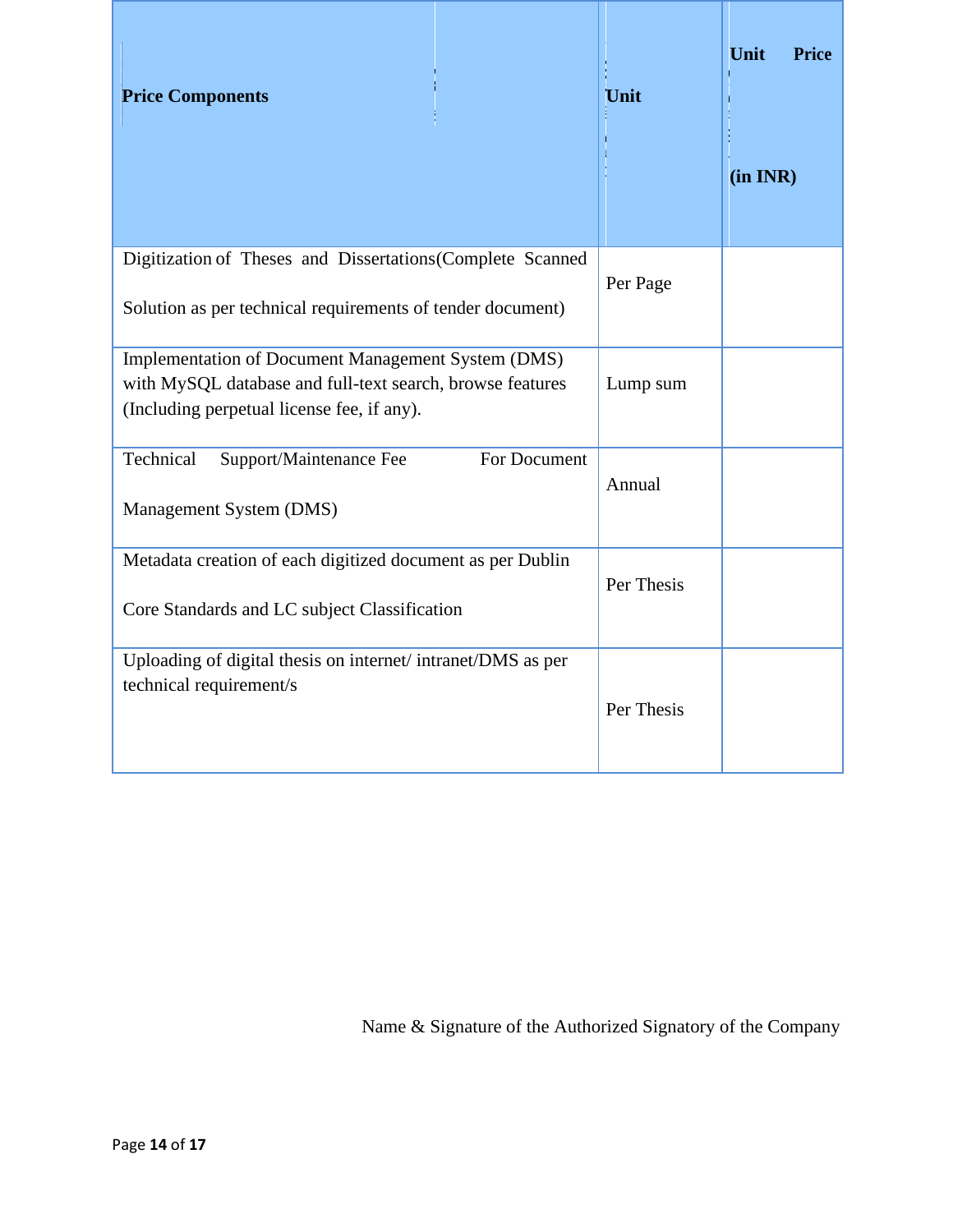| **Price Components** | **Unit** | **Unit Price (in INR)** |
|---|---|---|
| Digitization of Theses and Dissertations(Complete Scanned Solution as per technical requirements of tender document) | Per Page | |
| Implementation of Document Management System (DMS) with MySQL database and full-text search, browse features (Including perpetual license fee, if any). | Lump sum | |
| Technical Support/Maintenance Fee For Document Management System (DMS) | Annual | |
| Metadata creation of each digitized document as per Dublin Core Standards and LC subject Classification | Per Thesis | |
| Uploading of digital thesis on internet/ intranet/DMS as per technical requirement/s | Per Thesis | |

Name & Signature of the Authorized Signatory of the Company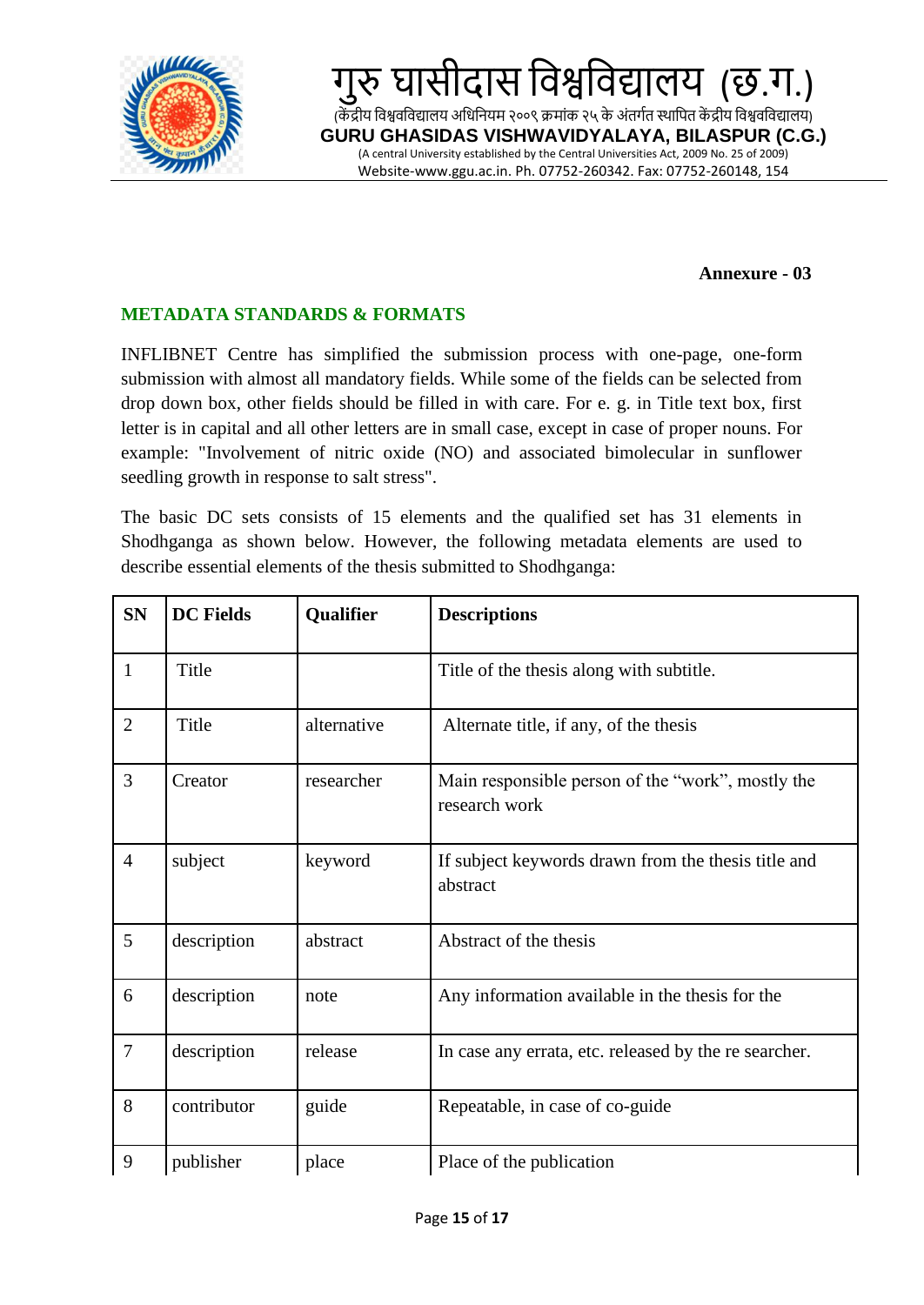**Annexure - 03**

## METADATA STANDARDS & FORMATS

INFLIBNET Centre has simplified the submission process with one-page, one-form submission with almost all mandatory fields. While some of the fields can be selected from drop down box, other fields should be filled in with care. For e. g. in Title text box, first letter is in capital and all other letters are in small case, except in case of proper nouns. For example: "Involvement of nitric oxide (NO) and associated bimolecular in sunflower seedling growth in response to salt stress".

The basic DC sets consists of 15 elements and the qualified set has 31 elements in Shodhganga as shown below. However, the following metadata elements are used to describe essential elements of the thesis submitted to Shodhganga:

| SN | DC Fields | Qualifier | Descriptions |
|---|---|---|---|
| 1 | Title | | Title of the thesis along with subtitle. |
| 2 | Title | alternative | Alternate title, if any, of the thesis |
| 3 | Creator | researcher | Main responsible person of the "work", mostly the research work |
| 4 | subject | keyword | If subject keywords drawn from the thesis title and abstract |
| 5 | description | abstract | Abstract of the thesis |
| 6 | description | note | Any information available in the thesis for the |
| 7 | description | release | In case any errata, etc. released by the re searcher. |
| 8 | contributor | guide | Repeatable, in case of co-guide |
| 9 | publisher | place | Place of the publication |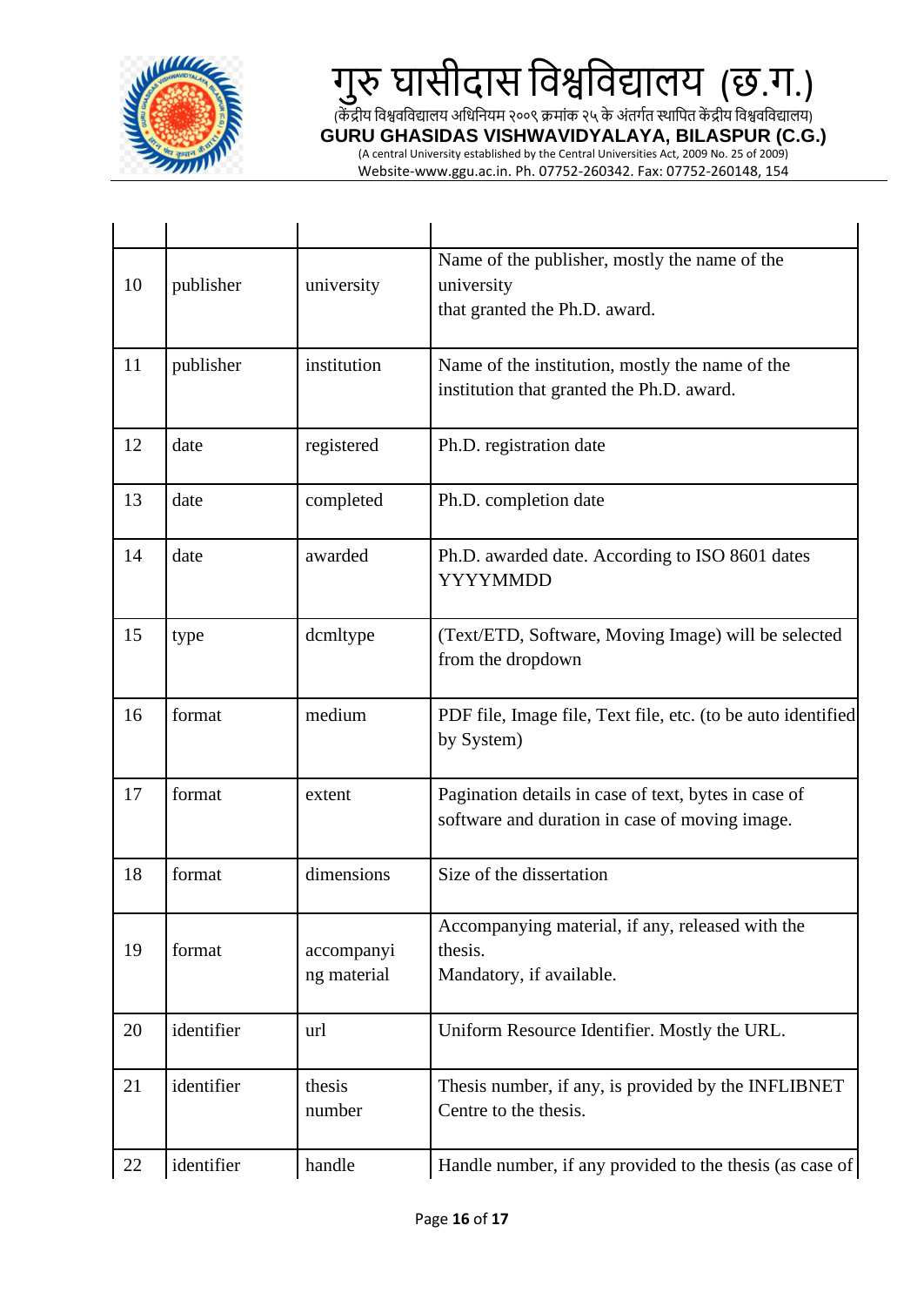| | | | |
|---|---|---|---|
| 10 | publisher | university | Name of the publisher, mostly the name of the university that granted the Ph.D. award. |
| 11 | publisher | institution | Name of the institution, mostly the name of the institution that granted the Ph.D. award. |
| 12 | date | registered | Ph.D. registration date |
| 13 | date | completed | Ph.D. completion date |
| 14 | date | awarded | Ph.D. awarded date. According to ISO 8601 dates YYYYMMDD |
| 15 | type | dcmltype | (Text/ETD, Software, Moving Image) will be selected from the dropdown |
| 16 | format | medium | PDF file, Image file, Text file, etc. (to be auto identified by System) |
| 17 | format | extent | Pagination details in case of text, bytes in case of software and duration in case of moving image. |
| 18 | format | dimensions | Size of the dissertation |
| 19 | format | accompanying material | Accompanying material, if any, released with the thesis. Mandatory, if available. |
| 20 | identifier | url | Uniform Resource Identifier. Mostly the URL. |
| 21 | identifier | thesis number | Thesis number, if any, is provided by the INFLIBNET Centre to the thesis. |
| 22 | identifier | handle | Handle number, if any provided to the thesis (as case of |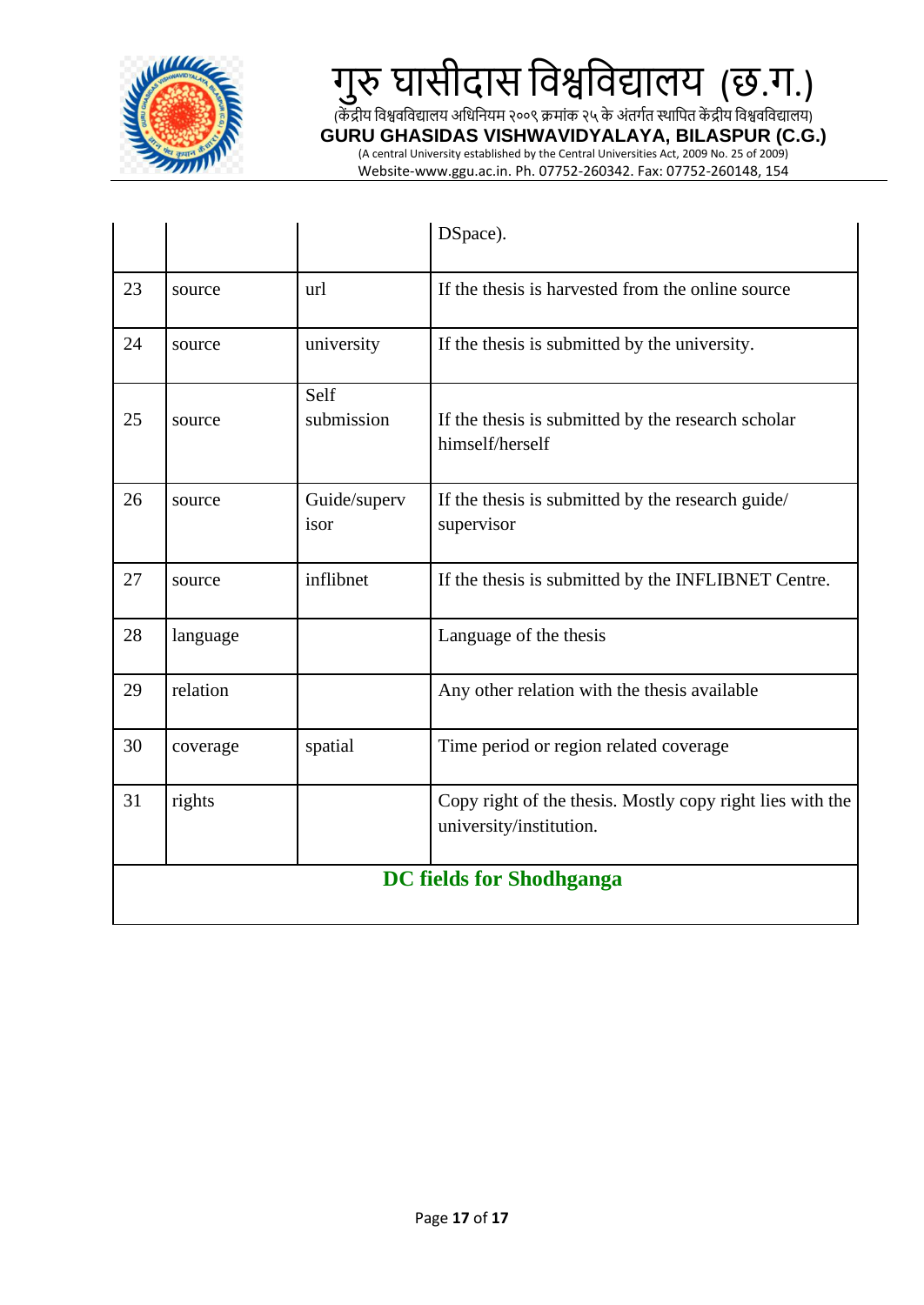| | | | |
|---|---|---|---|
| | | | DSpace). |
| 23 | source | url | If the thesis is harvested from the online source |
| 24 | source | university | If the thesis is submitted by the university. |
| 25 | source | Self submission | If the thesis is submitted by the research scholar himself/herself |
| 26 | source | Guide/supervisor | If the thesis is submitted by the research guide/ supervisor |
| 27 | source | inflibnet | If the thesis is submitted by the INFLIBNET Centre. |
| 28 | language | | Language of the thesis |
| 29 | relation | | Any other relation with the thesis available |
| 30 | coverage | spatial | Time period or region related coverage |
| 31 | rights | | Copy right of the thesis. Mostly copy right lies with the university/institution. |

**DC fields for Shodhganga**